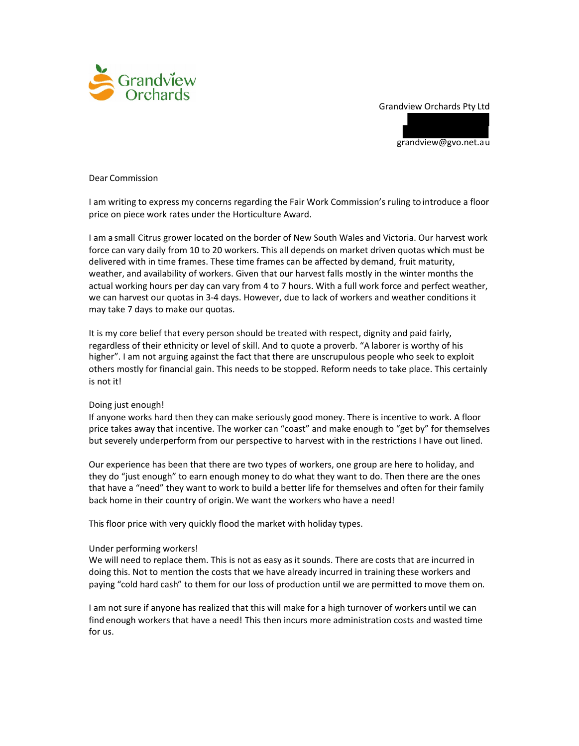Grandview Orchards

Grandview Orchards Pty Ltd

grandview@gvo.net.au

Dear Commission

I am writing to express my concerns regarding the Fair Work Commission's ruling to introduce a floor price on piece work rates under the Horticulture Award.

I am a small Citrus grower located on the border of New South Wales and Victoria. Our harvest work force can vary daily from 10 to 20 workers. This all depends on market driven quotas which must be delivered with in time frames. These time frames can be affected by demand, fruit maturity, weather, and availability of workers. Given that our harvest falls mostly in the winter months the actual working hours per day can vary from 4 to 7 hours. With a full work force and perfect weather, we can harvest our quotas in 3-4 days. However, due to lack of workers and weather conditions it may take 7 days to make our quotas.

It is my core belief that every person should be treated with respect, dignity and paid fairly, regardless of their ethnicity or level of skill. And to quote a proverb. "A laborer is worthy of his higher". I am not arguing against the fact that there are unscrupulous people who seek to exploit others mostly for financial gain. This needs to be stopped. Reform needs to take place. This certainly is not it!

Doing just enough!

If anyone works hard then they can make seriously good money. There is incentive to work. A floor price takes away that incentive. The worker can "coast" and make enough to "get by" for themselves but severely underperform from our perspective to harvest with in the restrictions I have out lined.

Our experience has been that there are two types of workers, one group are here to holiday, and they do "just enough" to earn enough money to do what they want to do. Then there are the ones that have a "need" they want to work to build a better life for themselves and often for their family back home in their country of origin. We want the workers who have a need!

This floor price with very quickly flood the market with holiday types.

Under performing workers!

We will need to replace them. This is not as easy as it sounds. There are costs that are incurred in doing this. Not to mention the costs that we have already incurred in training these workers and paying "cold hard cash" to them for our loss of production until we are permitted to move them on.

I am not sure if anyone has realized that this will make for a high turnover of workers until we can find enough workers that have a need! This then incurs more administration costs and wasted time for us.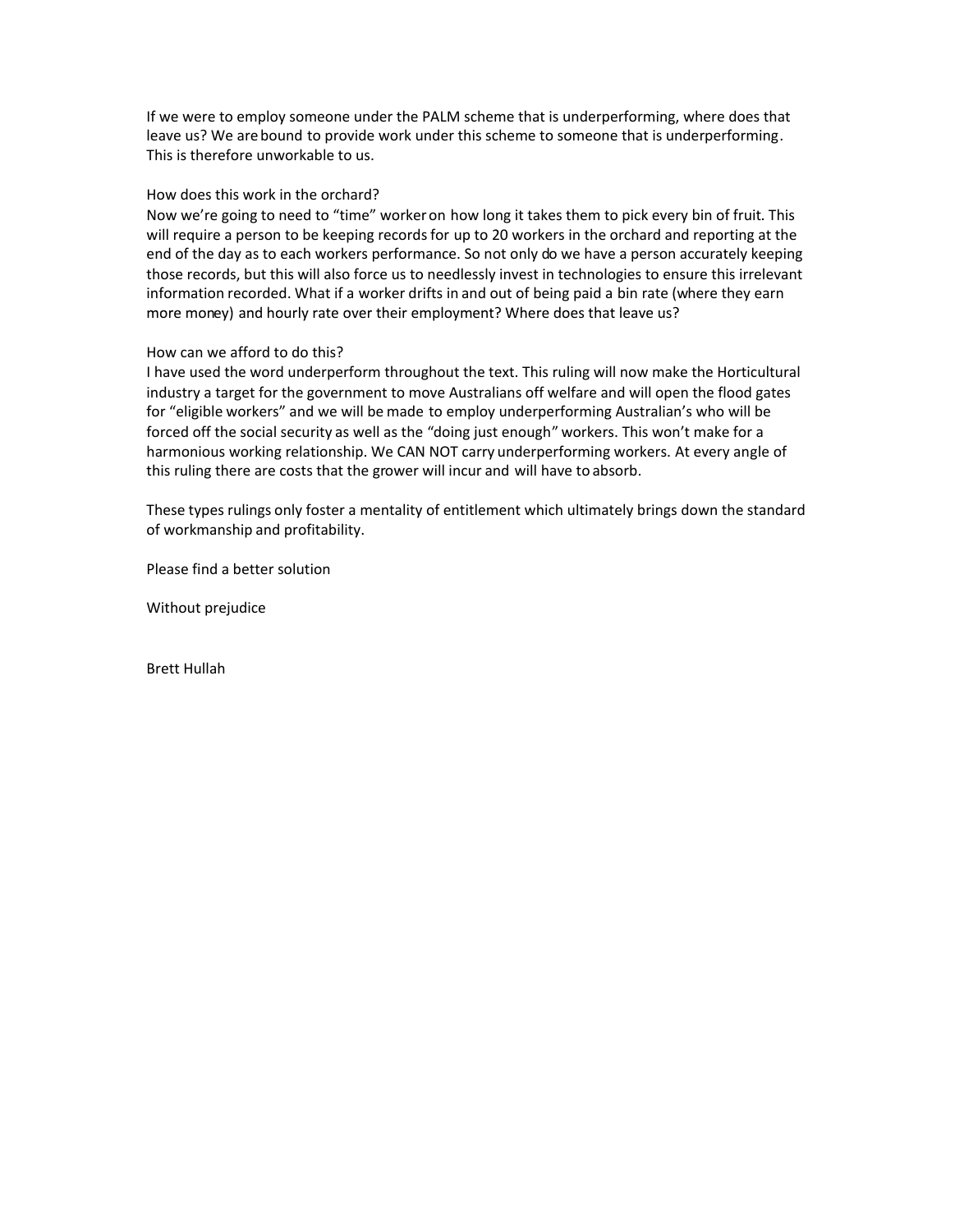If we were to employ someone under the PALM scheme that is underperforming, where does that leave us? We are bound to provide work under this scheme to someone that is underperforming. This is therefore unworkable to us.

How does this work in the orchard?
Now we're going to need to "time" worker on how long it takes them to pick every bin of fruit. This will require a person to be keeping records for up to 20 workers in the orchard and reporting at the end of the day as to each workers performance. So not only do we have a person accurately keeping those records, but this will also force us to needlessly invest in technologies to ensure this irrelevant information recorded. What if a worker drifts in and out of being paid a bin rate (where they earn more money) and hourly rate over their employment? Where does that leave us?

How can we afford to do this?
I have used the word underperform throughout the text. This ruling will now make the Horticultural industry a target for the government to move Australians off welfare and will open the flood gates for "eligible workers" and we will be made to employ underperforming Australian's who will be forced off the social security as well as the "doing just enough" workers. This won't make for a harmonious working relationship. We CAN NOT carry underperforming workers. At every angle of this ruling there are costs that the grower will incur and will have to absorb.

These types rulings only foster a mentality of entitlement which ultimately brings down the standard of workmanship and profitability.

Please find a better solution

Without prejudice

Brett Hullah